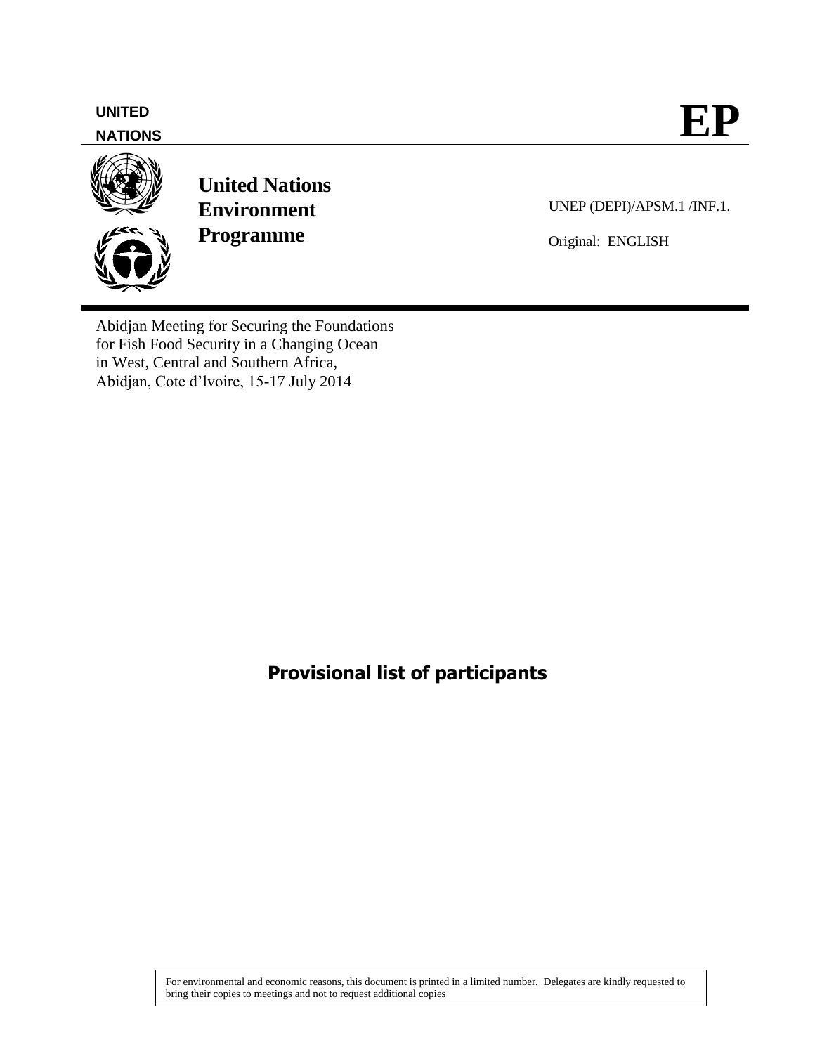UNITED NATIONS

# EP

**United Nations Environment Programme**

UNEP (DEPI)/APSM.1 /INF.1.

Original: ENGLISH

Abidjan Meeting for Securing the Foundations for Fish Food Security in a Changing Ocean in West, Central and Southern Africa, Abidjan, Cote d'lvoire, 15-17 July 2014

## Provisional list of participants

For environmental and economic reasons, this document is printed in a limited number. Delegates are kindly requested to bring their copies to meetings and not to request additional copies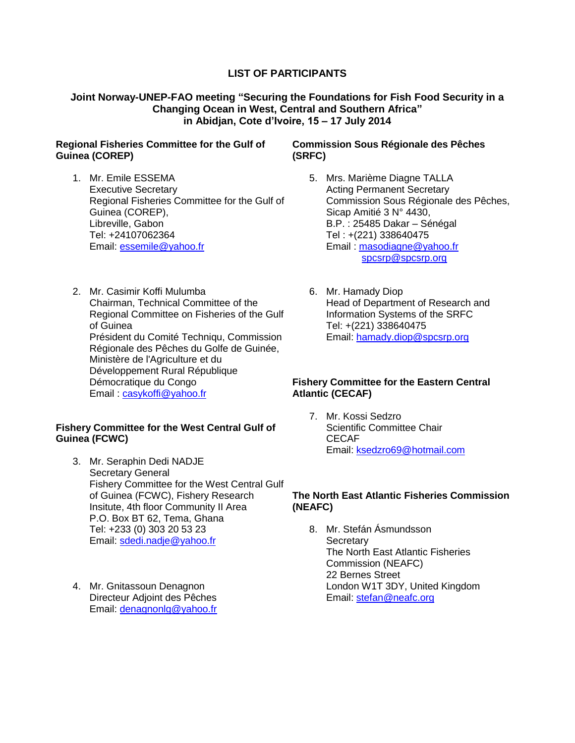# LIST OF PARTICIPANTS

## Joint Norway-UNEP-FAO meeting "Securing the Foundations for Fish Food Security in a Changing Ocean in West, Central and Southern Africa" in Abidjan, Cote d'Ivoire, 15 – 17 July 2014

**Regional Fisheries Committee for the Gulf of Guinea (COREP)**

1. Mr. Emile ESSEMA
   Executive Secretary
   Regional Fisheries Committee for the Gulf of Guinea (COREP),
   Libreville, Gabon
   Tel: +24107062364
   Email: essemile@yahoo.fr

2. Mr. Casimir Koffi Mulumba
   Chairman, Technical Committee of the Regional Committee on Fisheries of the Gulf of Guinea
   Président du Comité Techniqu, Commission Régionale des Pêches du Golfe de Guinée, Ministère de l'Agriculture et du Développement Rural République Démocratique du Congo
   Email : casykoffi@yahoo.fr

**Fishery Committee for the West Central Gulf of Guinea (FCWC)**

3. Mr. Seraphin Dedi NADJE
   Secretary General
   Fishery Committee for the West Central Gulf of Guinea (FCWC), Fishery Research Insitute, 4th floor Community II Area
   P.O. Box BT 62, Tema, Ghana
   Tel: +233 (0) 303 20 53 23
   Email: sdedi.nadje@yahoo.fr

4. Mr. Gnitassoun Denagnon
   Directeur Adjoint des Pêches
   Email: denagnonlg@yahoo.fr

**Commission Sous Régionale des Pêches (SRFC)**

5. Mrs. Marième Diagne TALLA
   Acting Permanent Secretary
   Commission Sous Régionale des Pêches,
   Sicap Amitié 3 N° 4430,
   B.P. : 25485 Dakar – Sénégal
   Tel : +(221) 338640475
   Email : masodiagne@yahoo.fr
   spcsrp@spcsrp.org

6. Mr. Hamady Diop
   Head of Department of Research and Information Systems of the SRFC
   Tel: +(221) 338640475
   Email: hamady.diop@spcsrp.org

**Fishery Committee for the Eastern Central Atlantic (CECAF)**

7. Mr. Kossi Sedzro
   Scientific Committee Chair
   CECAF
   Email: ksedzro69@hotmail.com

**The North East Atlantic Fisheries Commission (NEAFC)**

8. Mr. Stefán Ásmundsson
   Secretary
   The North East Atlantic Fisheries Commission (NEAFC)
   22 Bernes Street
   London W1T 3DY, United Kingdom
   Email: stefan@neafc.org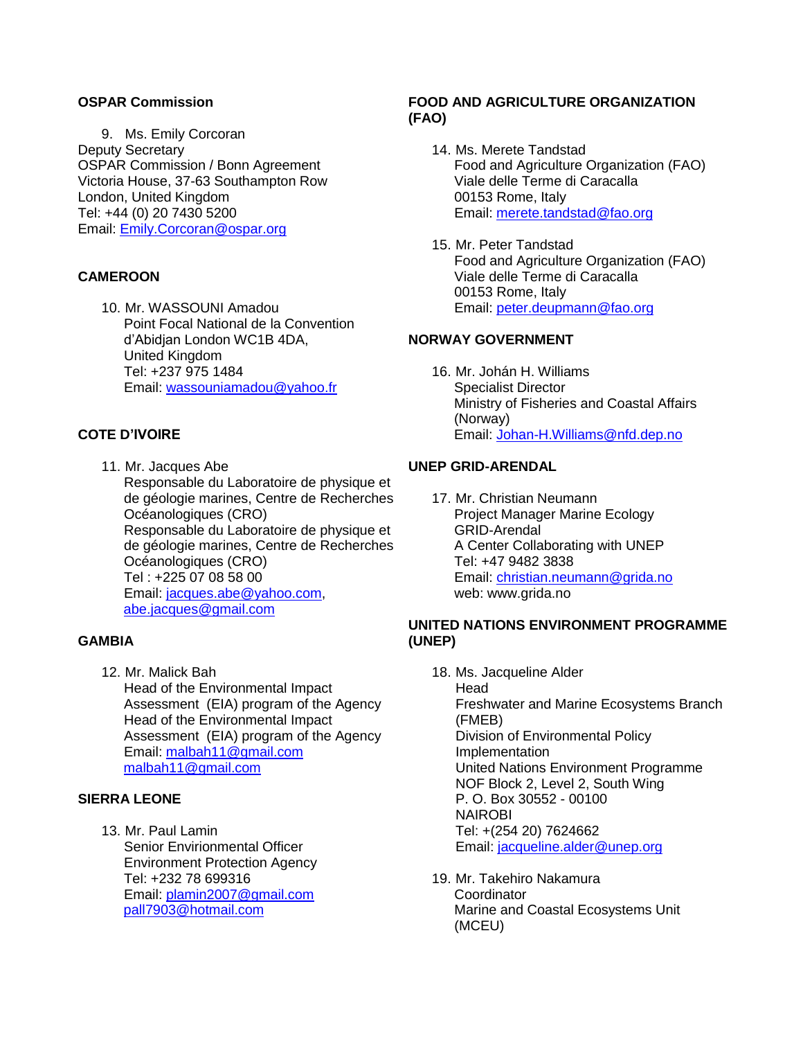**OSPAR Commission**

9. Ms. Emily Corcoran  
Deputy Secretary  
OSPAR Commission / Bonn Agreement  
Victoria House, 37-63 Southampton Row  
London, United Kingdom  
Tel: +44 (0) 20 7430 5200  
Email: Emily.Corcoran@ospar.org

**CAMEROON**

10. Mr. WASSOUNI Amadou  
Point Focal National de la Convention d'Abidjan London WC1B 4DA,  
United Kingdom  
Tel: +237 975 1484  
Email: wassouniamadou@yahoo.fr

**COTE D'IVOIRE**

11. Mr. Jacques Abe  
Responsable du Laboratoire de physique et de géologie marines, Centre de Recherches Océanologiques (CRO)  
Responsable du Laboratoire de physique et de géologie marines, Centre de Recherches Océanologiques (CRO)  
Tel : +225 07 08 58 00  
Email: jacques.abe@yahoo.com, abe.jacques@gmail.com

**GAMBIA**

12. Mr. Malick Bah  
Head of the Environmental Impact Assessment (EIA) program of the Agency  
Head of the Environmental Impact Assessment (EIA) program of the Agency  
Email: malbah11@gmail.com  
malbah11@gmail.com

**SIERRA LEONE**

13. Mr. Paul Lamin  
Senior Envirionmental Officer  
Environment Protection Agency  
Tel: +232 78 699316  
Email: plamin2007@gmail.com  
pall7903@hotmail.com

**FOOD AND AGRICULTURE ORGANIZATION (FAO)**

14. Ms. Merete Tandstad  
Food and Agriculture Organization (FAO)  
Viale delle Terme di Caracalla  
00153 Rome, Italy  
Email: merete.tandstad@fao.org

15. Mr. Peter Tandstad  
Food and Agriculture Organization (FAO)  
Viale delle Terme di Caracalla  
00153 Rome, Italy  
Email: peter.deupmann@fao.org

**NORWAY GOVERNMENT**

16. Mr. Johán H. Williams  
Specialist Director  
Ministry of Fisheries and Coastal Affairs (Norway)  
Email: Johan-H.Williams@nfd.dep.no

**UNEP GRID-ARENDAL**

17. Mr. Christian Neumann  
Project Manager Marine Ecology  
GRID-Arendal  
A Center Collaborating with UNEP  
Tel: +47 9482 3838  
Email: christian.neumann@grida.no  
web: www.grida.no

**UNITED NATIONS ENVIRONMENT PROGRAMME (UNEP)**

18. Ms. Jacqueline Alder  
Head  
Freshwater and Marine Ecosystems Branch (FMEB)  
Division of Environmental Policy Implementation  
United Nations Environment Programme  
NOF Block 2, Level 2, South Wing  
P. O. Box 30552 - 00100  
NAIROBI  
Tel: +(254 20) 7624662  
Email: jacqueline.alder@unep.org

19. Mr. Takehiro Nakamura  
Coordinator  
Marine and Coastal Ecosystems Unit (MCEU)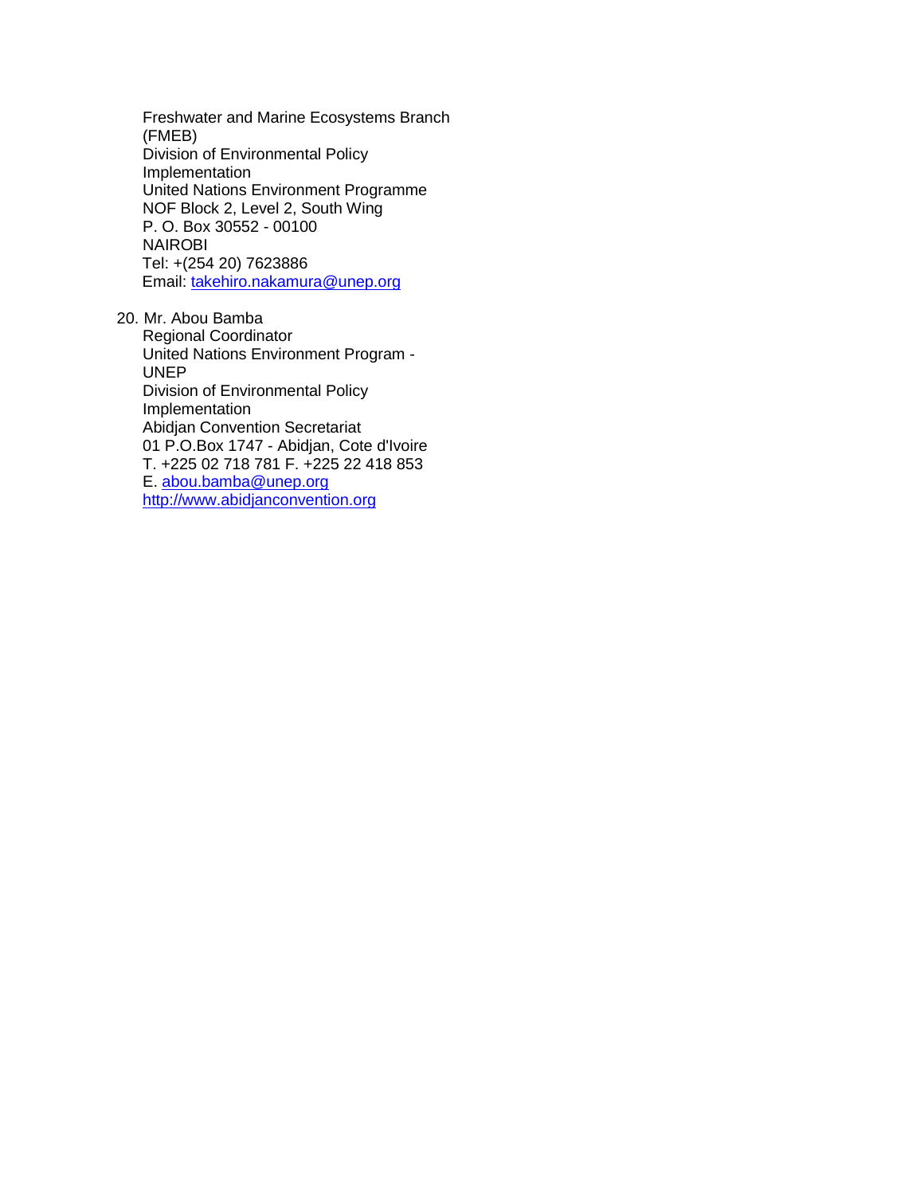Freshwater and Marine Ecosystems Branch (FMEB)
Division of Environmental Policy Implementation
United Nations Environment Programme
NOF Block 2, Level 2, South Wing
P. O. Box 30552 - 00100
NAIROBI
Tel: +(254 20) 7623886
Email: takehiro.nakamura@unep.org

20. Mr. Abou Bamba
    Regional Coordinator
    United Nations Environment Program - UNEP
    Division of Environmental Policy Implementation
    Abidjan Convention Secretariat
    01 P.O.Box 1747 - Abidjan, Cote d'Ivoire
    T. +225 02 718 781 F. +225 22 418 853
    E. abou.bamba@unep.org
    http://www.abidjanconvention.org